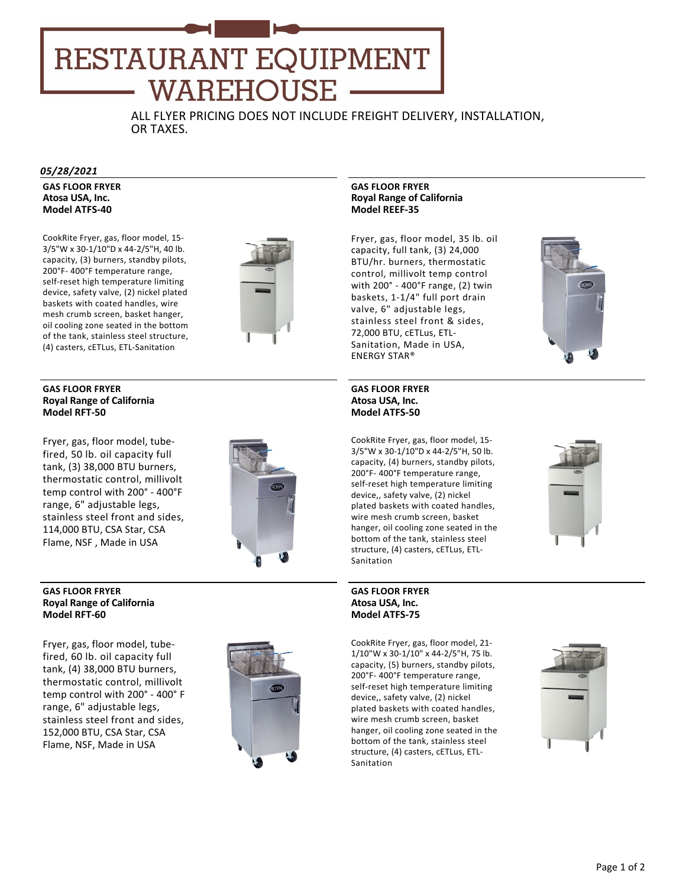# RESTAURANT EQUIPMENT WAREHOUSE

ALL FLYER PRICING DOES NOT INCLUDE FREIGHT DELIVERY, INSTALLATION, OR TAXES.

***05/28/2021***

**GAS FLOOR FRYER**
**Atosa USA, Inc.**
**Model ATFS-40**

CookRite Fryer, gas, floor model, 15-3/5"W x 30-1/10"D x 44-2/5"H, 40 lb. capacity, (3) burners, standby pilots, 200°F- 400°F temperature range, self-reset high temperature limiting device, safety valve, (2) nickel plated baskets with coated handles, wire mesh crumb screen, basket hanger, oil cooling zone seated in the bottom of the tank, stainless steel structure, (4) casters, cETLus, ETL-Sanitation

**GAS FLOOR FRYER**
**Royal Range of California**
**Model REEF-35**

Fryer, gas, floor model, 35 lb. oil capacity, full tank, (3) 24,000 BTU/hr. burners, thermostatic control, millivolt temp control with 200° - 400°F range, (2) twin baskets, 1-1/4" full port drain valve, 6" adjustable legs, stainless steel front & sides, 72,000 BTU, cETLus, ETL-Sanitation, Made in USA, ENERGY STAR®

**GAS FLOOR FRYER**
**Royal Range of California**
**Model RFT-50**

Fryer, gas, floor model, tube-fired, 50 lb. oil capacity full tank, (3) 38,000 BTU burners, thermostatic control, millivolt temp control with 200° - 400°F range, 6" adjustable legs, stainless steel front and sides, 114,000 BTU, CSA Star, CSA Flame, NSF , Made in USA

**GAS FLOOR FRYER**
**Atosa USA, Inc.**
**Model ATFS-50**

CookRite Fryer, gas, floor model, 15-3/5"W x 30-1/10"D x 44-2/5"H, 50 lb. capacity, (4) burners, standby pilots, 200°F- 400°F temperature range, self-reset high temperature limiting device,, safety valve, (2) nickel plated baskets with coated handles, wire mesh crumb screen, basket hanger, oil cooling zone seated in the bottom of the tank, stainless steel structure, (4) casters, cETLus, ETL-Sanitation

**GAS FLOOR FRYER**
**Royal Range of California**
**Model RFT-60**

Fryer, gas, floor model, tube-fired, 60 lb. oil capacity full tank, (4) 38,000 BTU burners, thermostatic control, millivolt temp control with 200° - 400° F range, 6" adjustable legs, stainless steel front and sides, 152,000 BTU, CSA Star, CSA Flame, NSF, Made in USA

**GAS FLOOR FRYER**
**Atosa USA, Inc.**
**Model ATFS-75**

CookRite Fryer, gas, floor model, 21-1/10"W x 30-1/10" x 44-2/5"H, 75 lb. capacity, (5) burners, standby pilots, 200°F- 400°F temperature range, self-reset high temperature limiting device,, safety valve, (2) nickel plated baskets with coated handles, wire mesh crumb screen, basket hanger, oil cooling zone seated in the bottom of the tank, stainless steel structure, (4) casters, cETLus, ETL-Sanitation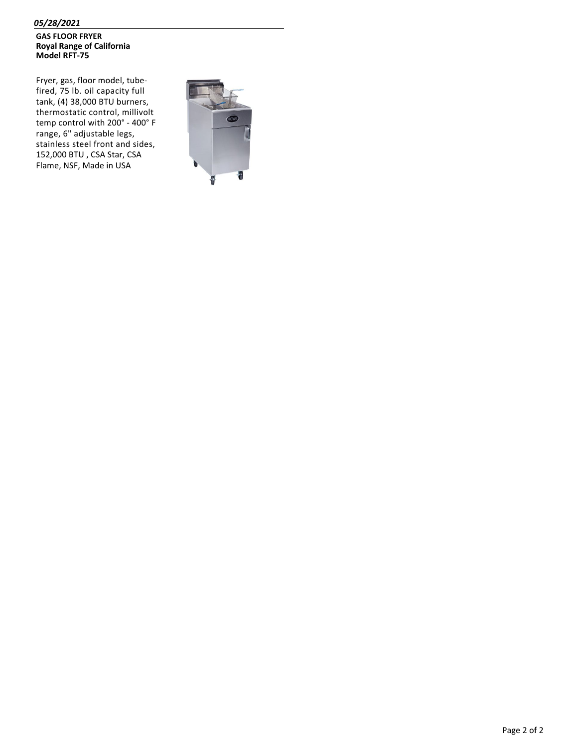*05/28/2021*

**GAS FLOOR FRYER**
**Royal Range of California**
**Model RFT-75**

Fryer, gas, floor model, tube-fired, 75 lb. oil capacity full tank, (4) 38,000 BTU burners, thermostatic control, millivolt temp control with 200° - 400° F range, 6" adjustable legs, stainless steel front and sides, 152,000 BTU , CSA Star, CSA Flame, NSF, Made in USA